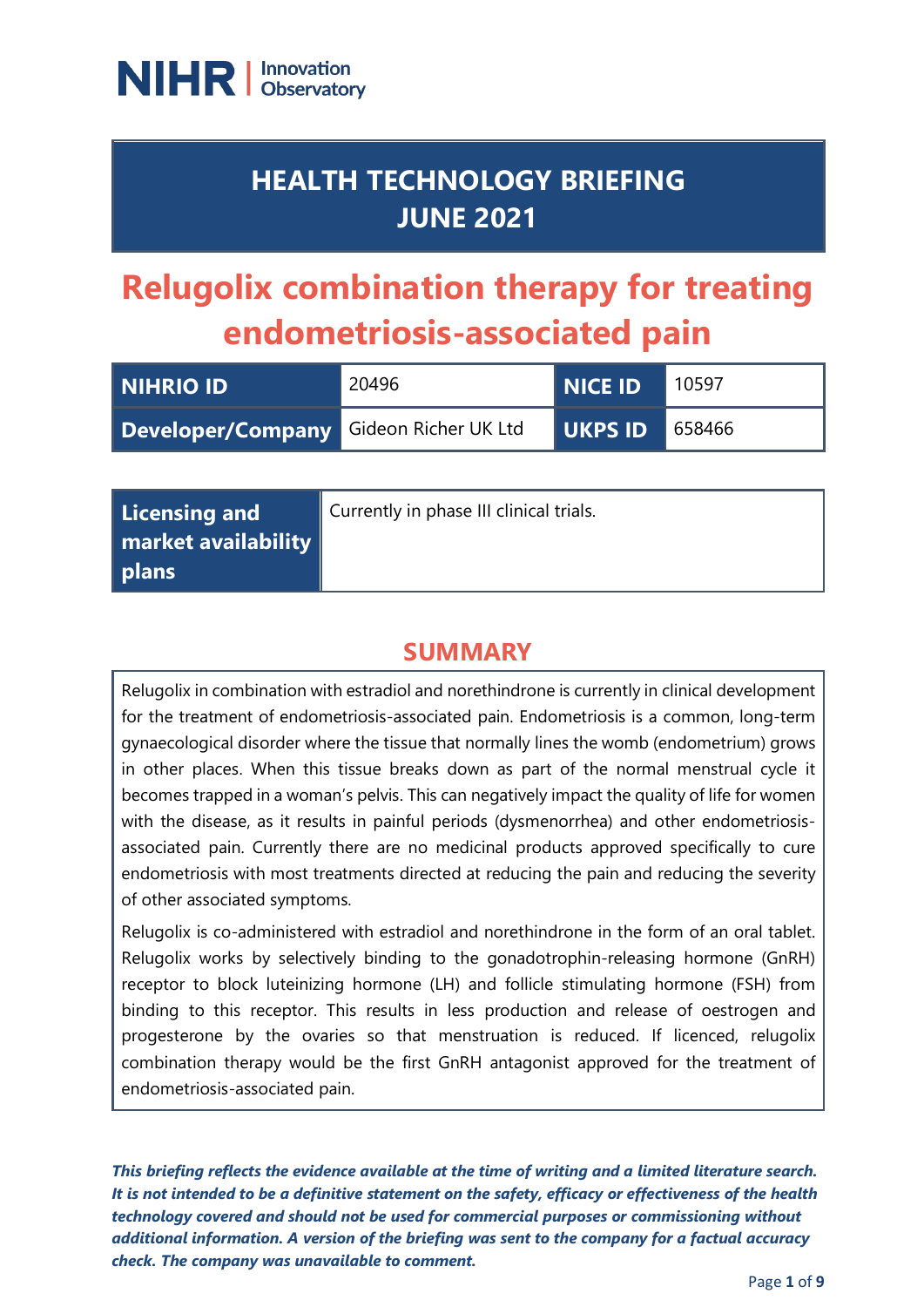NIHR | Innovation Observatory

# HEALTH TECHNOLOGY BRIEFING JUNE 2021

# Relugolix combination therapy for treating endometriosis-associated pain

| NIHRIO ID | 20496 | NICE ID | 10597 |
|---|---|---|---|
| Developer/Company | Gideon Richer UK Ltd | UKPS ID | 658466 |

| Licensing and market availability plans | Currently in phase III clinical trials. |
|---|---|

## SUMMARY

Relugolix in combination with estradiol and norethindrone is currently in clinical development for the treatment of endometriosis-associated pain. Endometriosis is a common, long-term gynaecological disorder where the tissue that normally lines the womb (endometrium) grows in other places. When this tissue breaks down as part of the normal menstrual cycle it becomes trapped in a woman's pelvis. This can negatively impact the quality of life for women with the disease, as it results in painful periods (dysmenorrhea) and other endometriosis-associated pain. Currently there are no medicinal products approved specifically to cure endometriosis with most treatments directed at reducing the pain and reducing the severity of other associated symptoms.

Relugolix is co-administered with estradiol and norethindrone in the form of an oral tablet. Relugolix works by selectively binding to the gonadotrophin-releasing hormone (GnRH) receptor to block luteinizing hormone (LH) and follicle stimulating hormone (FSH) from binding to this receptor. This results in less production and release of oestrogen and progesterone by the ovaries so that menstruation is reduced. If licenced, relugolix combination therapy would be the first GnRH antagonist approved for the treatment of endometriosis-associated pain.

***This briefing reflects the evidence available at the time of writing and a limited literature search. It is not intended to be a definitive statement on the safety, efficacy or effectiveness of the health technology covered and should not be used for commercial purposes or commissioning without additional information. A version of the briefing was sent to the company for a factual accuracy check. The company was unavailable to comment.***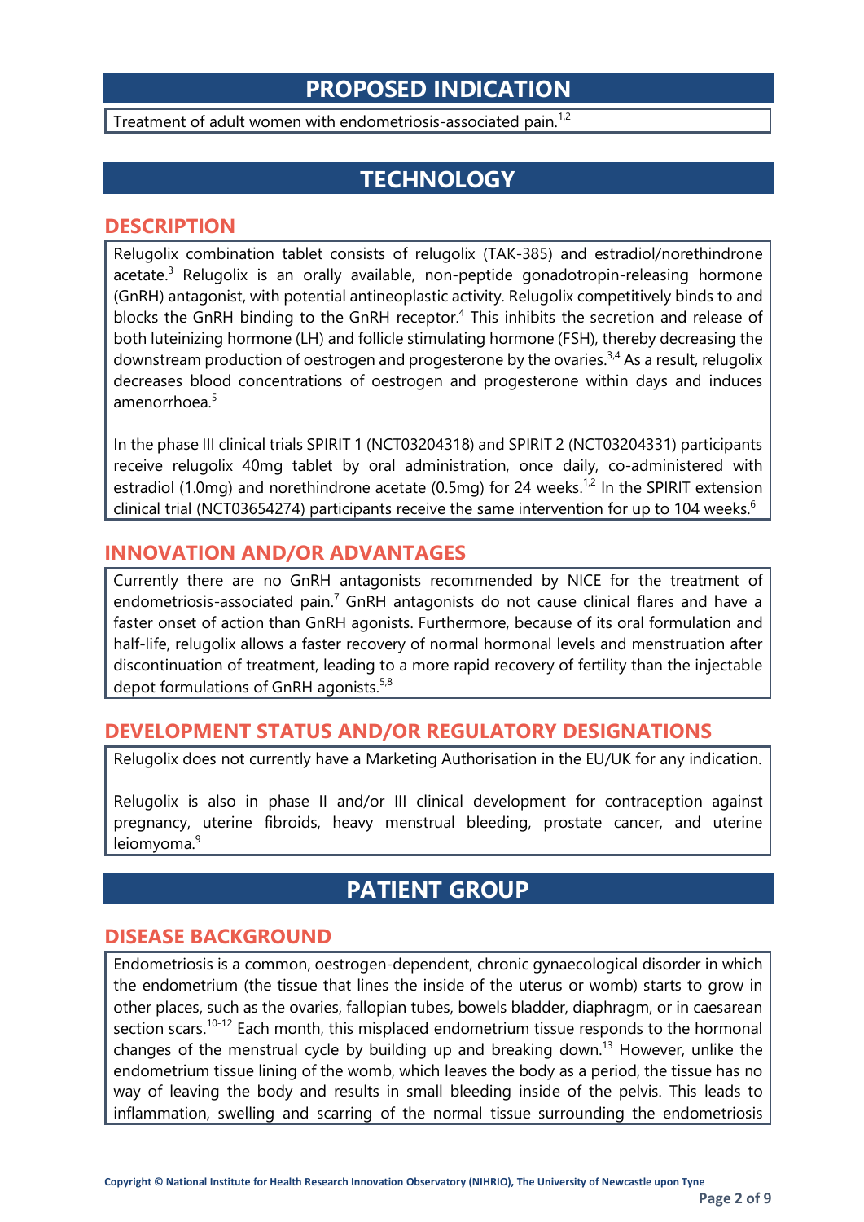# PROPOSED INDICATION

Treatment of adult women with endometriosis-associated pain.[1,2]

# TECHNOLOGY

## DESCRIPTION

Relugolix combination tablet consists of relugolix (TAK-385) and estradiol/norethindrone acetate.[3] Relugolix is an orally available, non-peptide gonadotropin-releasing hormone (GnRH) antagonist, with potential antineoplastic activity. Relugolix competitively binds to and blocks the GnRH binding to the GnRH receptor.[4] This inhibits the secretion and release of both luteinizing hormone (LH) and follicle stimulating hormone (FSH), thereby decreasing the downstream production of oestrogen and progesterone by the ovaries.[3,4] As a result, relugolix decreases blood concentrations of oestrogen and progesterone within days and induces amenorrhoea.[5]

In the phase III clinical trials SPIRIT 1 (NCT03204318) and SPIRIT 2 (NCT03204331) participants receive relugolix 40mg tablet by oral administration, once daily, co-administered with estradiol (1.0mg) and norethindrone acetate (0.5mg) for 24 weeks.[1,2] In the SPIRIT extension clinical trial (NCT03654274) participants receive the same intervention for up to 104 weeks.[6]

## INNOVATION AND/OR ADVANTAGES

Currently there are no GnRH antagonists recommended by NICE for the treatment of endometriosis-associated pain.[7] GnRH antagonists do not cause clinical flares and have a faster onset of action than GnRH agonists. Furthermore, because of its oral formulation and half-life, relugolix allows a faster recovery of normal hormonal levels and menstruation after discontinuation of treatment, leading to a more rapid recovery of fertility than the injectable depot formulations of GnRH agonists.[5,8]

## DEVELOPMENT STATUS AND/OR REGULATORY DESIGNATIONS

Relugolix does not currently have a Marketing Authorisation in the EU/UK for any indication.

Relugolix is also in phase II and/or III clinical development for contraception against pregnancy, uterine fibroids, heavy menstrual bleeding, prostate cancer, and uterine leiomyoma.[9]

# PATIENT GROUP

## DISEASE BACKGROUND

Endometriosis is a common, oestrogen-dependent, chronic gynaecological disorder in which the endometrium (the tissue that lines the inside of the uterus or womb) starts to grow in other places, such as the ovaries, fallopian tubes, bowels bladder, diaphragm, or in caesarean section scars.[10-12] Each month, this misplaced endometrium tissue responds to the hormonal changes of the menstrual cycle by building up and breaking down.[13] However, unlike the endometrium tissue lining of the womb, which leaves the body as a period, the tissue has no way of leaving the body and results in small bleeding inside of the pelvis. This leads to inflammation, swelling and scarring of the normal tissue surrounding the endometriosis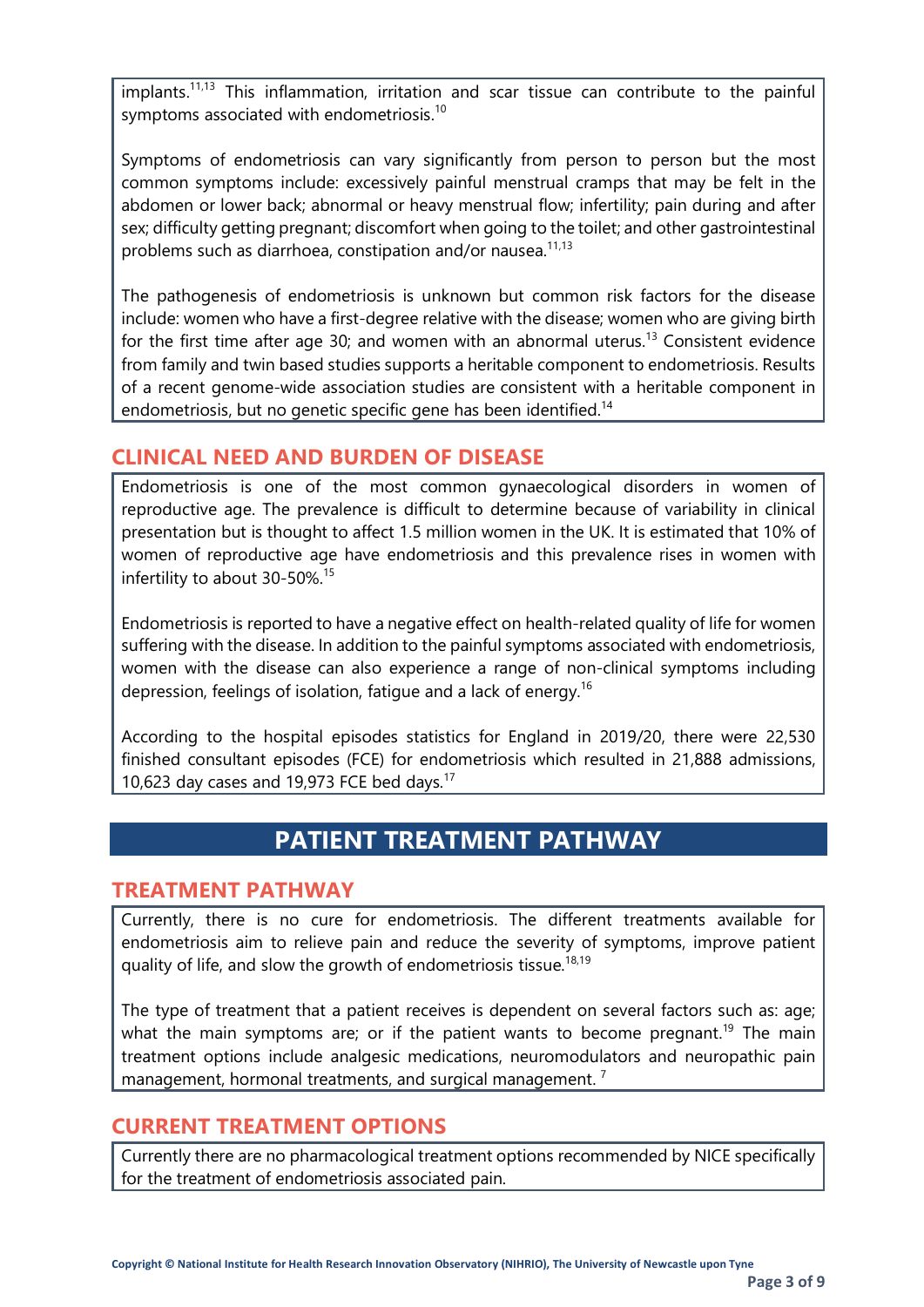implants.[11,13] This inflammation, irritation and scar tissue can contribute to the painful symptoms associated with endometriosis.[10]

Symptoms of endometriosis can vary significantly from person to person but the most common symptoms include: excessively painful menstrual cramps that may be felt in the abdomen or lower back; abnormal or heavy menstrual flow; infertility; pain during and after sex; difficulty getting pregnant; discomfort when going to the toilet; and other gastrointestinal problems such as diarrhoea, constipation and/or nausea.[11,13]

The pathogenesis of endometriosis is unknown but common risk factors for the disease include: women who have a first-degree relative with the disease; women who are giving birth for the first time after age 30; and women with an abnormal uterus.[13] Consistent evidence from family and twin based studies supports a heritable component to endometriosis. Results of a recent genome-wide association studies are consistent with a heritable component in endometriosis, but no genetic specific gene has been identified.[14]

## CLINICAL NEED AND BURDEN OF DISEASE

Endometriosis is one of the most common gynaecological disorders in women of reproductive age. The prevalence is difficult to determine because of variability in clinical presentation but is thought to affect 1.5 million women in the UK. It is estimated that 10% of women of reproductive age have endometriosis and this prevalence rises in women with infertility to about 30-50%.[15]

Endometriosis is reported to have a negative effect on health-related quality of life for women suffering with the disease. In addition to the painful symptoms associated with endometriosis, women with the disease can also experience a range of non-clinical symptoms including depression, feelings of isolation, fatigue and a lack of energy.[16]

According to the hospital episodes statistics for England in 2019/20, there were 22,530 finished consultant episodes (FCE) for endometriosis which resulted in 21,888 admissions, 10,623 day cases and 19,973 FCE bed days.[17]

# PATIENT TREATMENT PATHWAY

## TREATMENT PATHWAY

Currently, there is no cure for endometriosis. The different treatments available for endometriosis aim to relieve pain and reduce the severity of symptoms, improve patient quality of life, and slow the growth of endometriosis tissue.[18,19]

The type of treatment that a patient receives is dependent on several factors such as: age; what the main symptoms are; or if the patient wants to become pregnant.[19] The main treatment options include analgesic medications, neuromodulators and neuropathic pain management, hormonal treatments, and surgical management. [7]

## CURRENT TREATMENT OPTIONS

Currently there are no pharmacological treatment options recommended by NICE specifically for the treatment of endometriosis associated pain.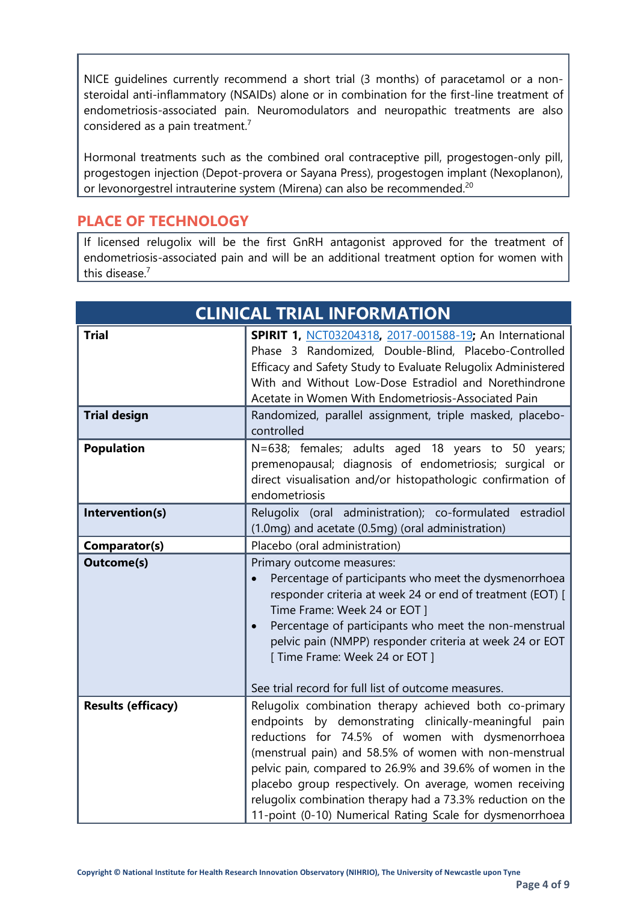NICE guidelines currently recommend a short trial (3 months) of paracetamol or a non-steroidal anti-inflammatory (NSAIDs) alone or in combination for the first-line treatment of endometriosis-associated pain. Neuromodulators and neuropathic treatments are also considered as a pain treatment.[7]

Hormonal treatments such as the combined oral contraceptive pill, progestogen-only pill, progestogen injection (Depot-provera or Sayana Press), progestogen implant (Nexoplanon), or levonorgestrel intrauterine system (Mirena) can also be recommended.[20]

## PLACE OF TECHNOLOGY

If licensed relugolix will be the first GnRH antagonist approved for the treatment of endometriosis-associated pain and will be an additional treatment option for women with this disease.[7]

## CLINICAL TRIAL INFORMATION

| | |
|---|---|
| **Trial** | **SPIRIT 1, NCT03204318, 2017-001588-19;** An International Phase 3 Randomized, Double-Blind, Placebo-Controlled Efficacy and Safety Study to Evaluate Relugolix Administered With and Without Low-Dose Estradiol and Norethindrone Acetate in Women With Endometriosis-Associated Pain |
| **Trial design** | Randomized, parallel assignment, triple masked, placebo-controlled |
| **Population** | N=638; females; adults aged 18 years to 50 years; premenopausal; diagnosis of endometriosis; surgical or direct visualisation and/or histopathologic confirmation of endometriosis |
| **Intervention(s)** | Relugolix (oral administration); co-formulated estradiol (1.0mg) and acetate (0.5mg) (oral administration) |
| **Comparator(s)** | Placebo (oral administration) |
| **Outcome(s)** | Primary outcome measures:<br>• Percentage of participants who meet the dysmenorrhoea responder criteria at week 24 or end of treatment (EOT) [ Time Frame: Week 24 or EOT ]<br>• Percentage of participants who meet the non-menstrual pelvic pain (NMPP) responder criteria at week 24 or EOT [ Time Frame: Week 24 or EOT ]<br><br>See trial record for full list of outcome measures. |
| **Results (efficacy)** | Relugolix combination therapy achieved both co-primary endpoints by demonstrating clinically-meaningful pain reductions for 74.5% of women with dysmenorrhoea (menstrual pain) and 58.5% of women with non-menstrual pelvic pain, compared to 26.9% and 39.6% of women in the placebo group respectively. On average, women receiving relugolix combination therapy had a 73.3% reduction on the 11-point (0-10) Numerical Rating Scale for dysmenorrhoea |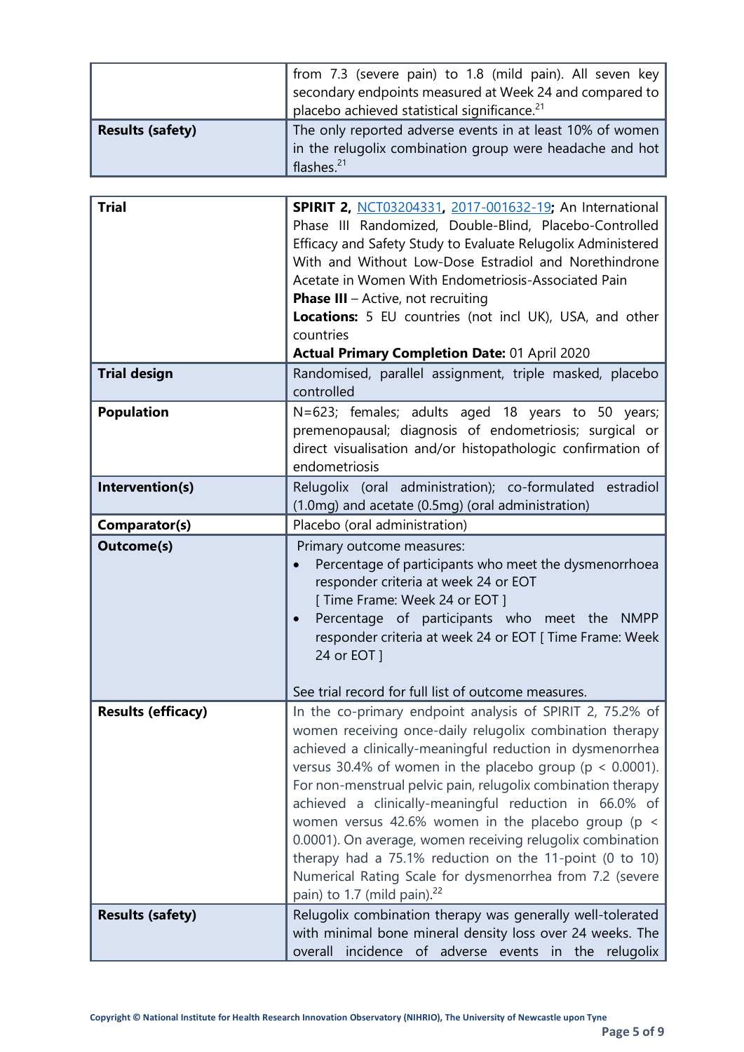| | |
|---|---|
| | from 7.3 (severe pain) to 1.8 (mild pain). All seven key secondary endpoints measured at Week 24 and compared to placebo achieved statistical significance.[21] |
| **Results (safety)** | The only reported adverse events in at least 10% of women in the relugolix combination group were headache and hot flashes.[21] |

| | |
|---|---|
| **Trial** | **SPIRIT 2,** NCT03204331**,** 2017-001632-19**;** An International Phase III Randomized, Double-Blind, Placebo-Controlled Efficacy and Safety Study to Evaluate Relugolix Administered With and Without Low-Dose Estradiol and Norethindrone Acetate in Women With Endometriosis-Associated Pain<br>**Phase III** – Active, not recruiting<br>**Locations:** 5 EU countries (not incl UK), USA, and other countries<br>**Actual Primary Completion Date:** 01 April 2020 |
| **Trial design** | Randomised, parallel assignment, triple masked, placebo controlled |
| **Population** | N=623; females; adults aged 18 years to 50 years; premenopausal; diagnosis of endometriosis; surgical or direct visualisation and/or histopathologic confirmation of endometriosis |
| **Intervention(s)** | Relugolix (oral administration); co-formulated estradiol (1.0mg) and acetate (0.5mg) (oral administration) |
| **Comparator(s)** | Placebo (oral administration) |
| **Outcome(s)** | Primary outcome measures:<br>• Percentage of participants who meet the dysmenorrhoea responder criteria at week 24 or EOT [ Time Frame: Week 24 or EOT ]<br>• Percentage of participants who meet the NMPP responder criteria at week 24 or EOT [ Time Frame: Week 24 or EOT ]<br><br>See trial record for full list of outcome measures. |
| **Results (efficacy)** | In the co-primary endpoint analysis of SPIRIT 2, 75.2% of women receiving once-daily relugolix combination therapy achieved a clinically-meaningful reduction in dysmenorrhea versus 30.4% of women in the placebo group ($p < 0.0001$). For non-menstrual pelvic pain, relugolix combination therapy achieved a clinically-meaningful reduction in 66.0% of women versus 42.6% women in the placebo group ($p < 0.0001$). On average, women receiving relugolix combination therapy had a 75.1% reduction on the 11-point (0 to 10) Numerical Rating Scale for dysmenorrhea from 7.2 (severe pain) to 1.7 (mild pain).[22] |
| **Results (safety)** | Relugolix combination therapy was generally well-tolerated with minimal bone mineral density loss over 24 weeks. The overall incidence of adverse events in the relugolix |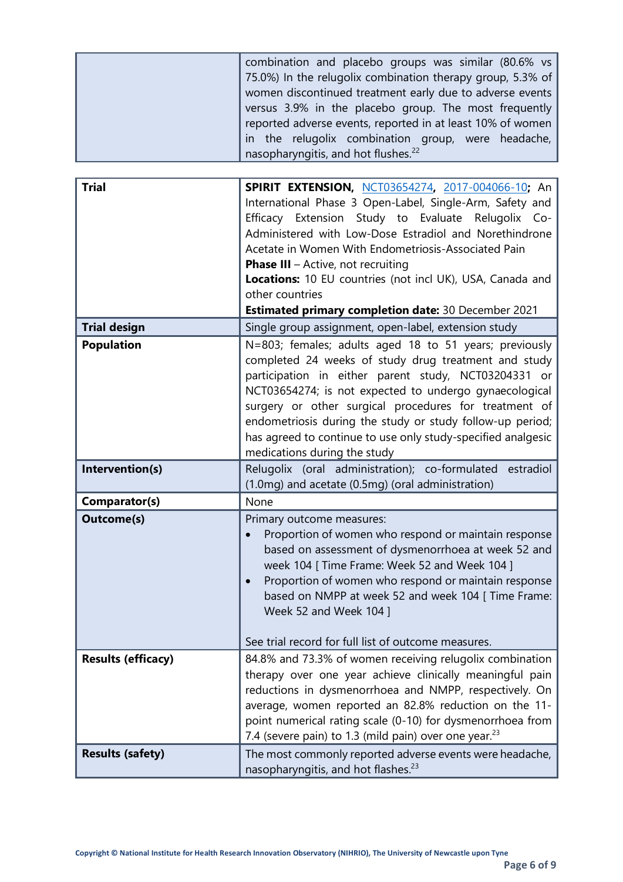| | |
|---|---|
| | combination and placebo groups was similar (80.6% vs 75.0%) In the relugolix combination therapy group, 5.3% of women discontinued treatment early due to adverse events versus 3.9% in the placebo group. The most frequently reported adverse events, reported in at least 10% of women in the relugolix combination group, were headache, nasopharyngitis, and hot flushes.[22] |

| | |
|---|---|
| **Trial** | **SPIRIT EXTENSION,** NCT03654274**,** 2017-004066-10**;** An International Phase 3 Open-Label, Single-Arm, Safety and Efficacy Extension Study to Evaluate Relugolix Co-Administered with Low-Dose Estradiol and Norethindrone Acetate in Women With Endometriosis-Associated Pain<br>**Phase III** – Active, not recruiting<br>**Locations:** 10 EU countries (not incl UK), USA, Canada and other countries<br>**Estimated primary completion date:** 30 December 2021 |
| **Trial design** | Single group assignment, open-label, extension study |
| **Population** | N=803; females; adults aged 18 to 51 years; previously completed 24 weeks of study drug treatment and study participation in either parent study, NCT03204331 or NCT03654274; is not expected to undergo gynaecological surgery or other surgical procedures for treatment of endometriosis during the study or study follow-up period; has agreed to continue to use only study-specified analgesic medications during the study |
| **Intervention(s)** | Relugolix (oral administration); co-formulated estradiol (1.0mg) and acetate (0.5mg) (oral administration) |
| **Comparator(s)** | None |
| **Outcome(s)** | Primary outcome measures:<br>• Proportion of women who respond or maintain response based on assessment of dysmenorrhoea at week 52 and week 104 [ Time Frame: Week 52 and Week 104 ]<br>• Proportion of women who respond or maintain response based on NMPP at week 52 and week 104 [ Time Frame: Week 52 and Week 104 ]<br><br>See trial record for full list of outcome measures. |
| **Results (efficacy)** | 84.8% and 73.3% of women receiving relugolix combination therapy over one year achieve clinically meaningful pain reductions in dysmenorrhoea and NMPP, respectively. On average, women reported an 82.8% reduction on the 11-point numerical rating scale (0-10) for dysmenorrhoea from 7.4 (severe pain) to 1.3 (mild pain) over one year.[23] |
| **Results (safety)** | The most commonly reported adverse events were headache, nasopharyngitis, and hot flashes.[23] |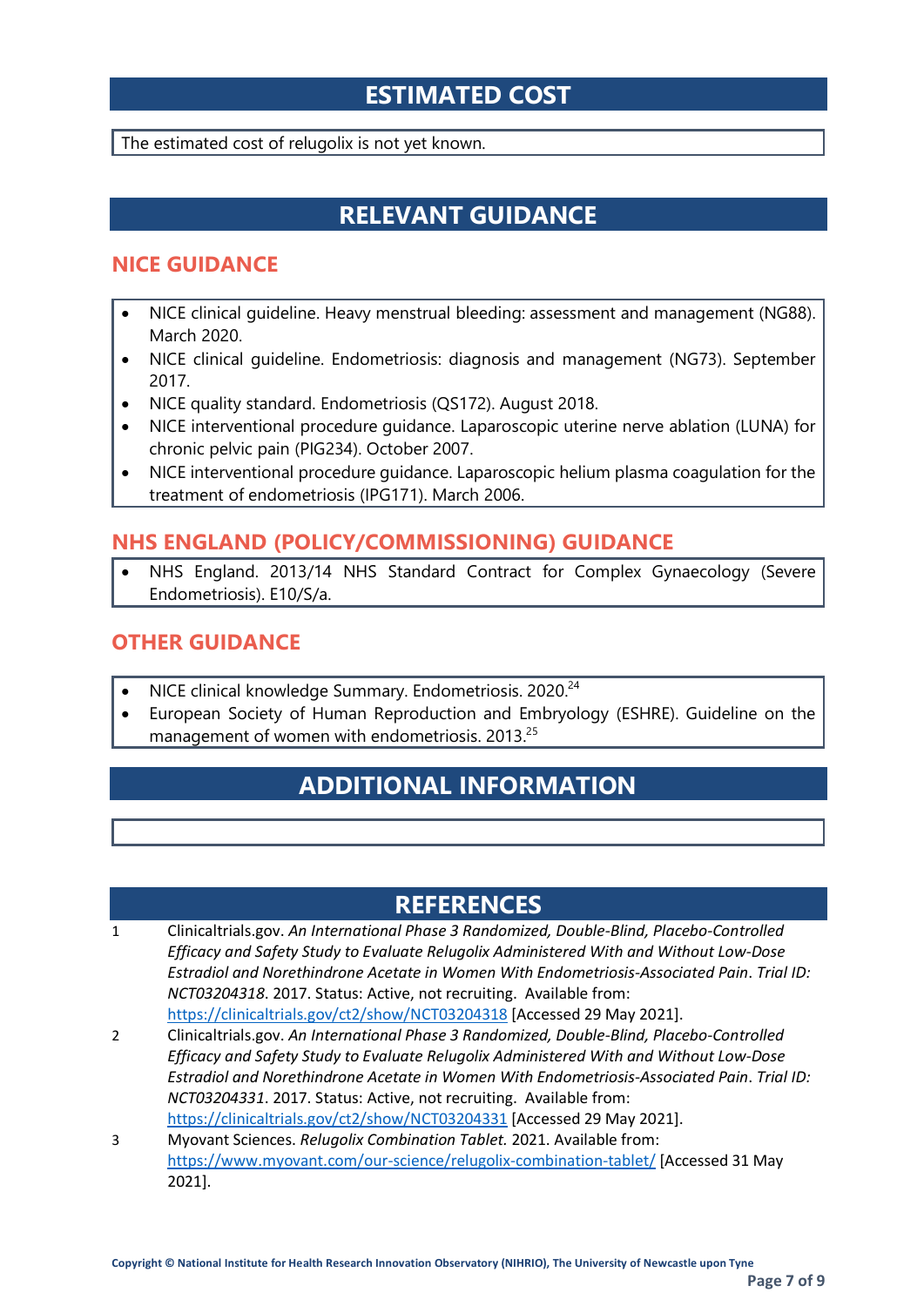## ESTIMATED COST

The estimated cost of relugolix is not yet known.

## RELEVANT GUIDANCE

### NICE GUIDANCE

- NICE clinical guideline. Heavy menstrual bleeding: assessment and management (NG88). March 2020.
- NICE clinical guideline. Endometriosis: diagnosis and management (NG73). September 2017.
- NICE quality standard. Endometriosis (QS172). August 2018.
- NICE interventional procedure guidance. Laparoscopic uterine nerve ablation (LUNA) for chronic pelvic pain (PIG234). October 2007.
- NICE interventional procedure guidance. Laparoscopic helium plasma coagulation for the treatment of endometriosis (IPG171). March 2006.

### NHS ENGLAND (POLICY/COMMISSIONING) GUIDANCE

- NHS England. 2013/14 NHS Standard Contract for Complex Gynaecology (Severe Endometriosis). E10/S/a.

### OTHER GUIDANCE

- NICE clinical knowledge Summary. Endometriosis. 2020.[24]
- European Society of Human Reproduction and Embryology (ESHRE). Guideline on the management of women with endometriosis. 2013.[25]

## ADDITIONAL INFORMATION

## REFERENCES

1 Clinicaltrials.gov. *An International Phase 3 Randomized, Double-Blind, Placebo-Controlled Efficacy and Safety Study to Evaluate Relugolix Administered With and Without Low-Dose Estradiol and Norethindrone Acetate in Women With Endometriosis-Associated Pain*. *Trial ID: NCT03204318*. 2017. Status: Active, not recruiting. Available from: https://clinicaltrials.gov/ct2/show/NCT03204318 [Accessed 29 May 2021].

2 Clinicaltrials.gov. *An International Phase 3 Randomized, Double-Blind, Placebo-Controlled Efficacy and Safety Study to Evaluate Relugolix Administered With and Without Low-Dose Estradiol and Norethindrone Acetate in Women With Endometriosis-Associated Pain*. *Trial ID: NCT03204331*. 2017. Status: Active, not recruiting. Available from: https://clinicaltrials.gov/ct2/show/NCT03204331 [Accessed 29 May 2021].

3 Myovant Sciences. *Relugolix Combination Tablet.* 2021. Available from: https://www.myovant.com/our-science/relugolix-combination-tablet/ [Accessed 31 May 2021].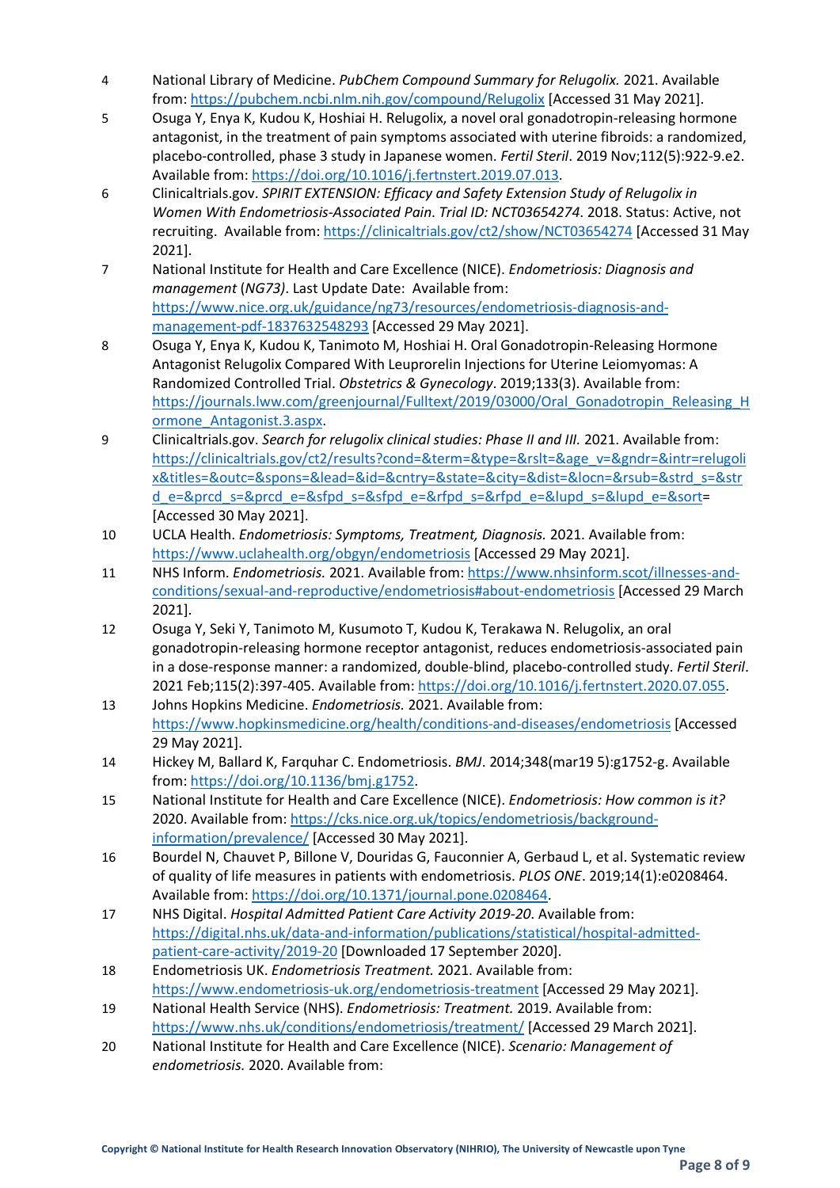4. National Library of Medicine. *PubChem Compound Summary for Relugolix.* 2021. Available from: https://pubchem.ncbi.nlm.nih.gov/compound/Relugolix [Accessed 31 May 2021].
5. Osuga Y, Enya K, Kudou K, Hoshiai H. Relugolix, a novel oral gonadotropin-releasing hormone antagonist, in the treatment of pain symptoms associated with uterine fibroids: a randomized, placebo-controlled, phase 3 study in Japanese women. *Fertil Steril*. 2019 Nov;112(5):922-9.e2. Available from: https://doi.org/10.1016/j.fertnstert.2019.07.013.
6. Clinicaltrials.gov. *SPIRIT EXTENSION: Efficacy and Safety Extension Study of Relugolix in Women With Endometriosis-Associated Pain. Trial ID: NCT03654274*. 2018. Status: Active, not recruiting. Available from: https://clinicaltrials.gov/ct2/show/NCT03654274 [Accessed 31 May 2021].
7. National Institute for Health and Care Excellence (NICE). *Endometriosis: Diagnosis and management* (*NG73)*. Last Update Date: Available from: https://www.nice.org.uk/guidance/ng73/resources/endometriosis-diagnosis-and-management-pdf-1837632548293 [Accessed 29 May 2021].
8. Osuga Y, Enya K, Kudou K, Tanimoto M, Hoshiai H. Oral Gonadotropin-Releasing Hormone Antagonist Relugolix Compared With Leuprorelin Injections for Uterine Leiomyomas: A Randomized Controlled Trial. *Obstetrics & Gynecology*. 2019;133(3). Available from: https://journals.lww.com/greenjournal/Fulltext/2019/03000/Oral_Gonadotropin_Releasing_Hormone_Antagonist.3.aspx.
9. Clinicaltrials.gov. *Search for relugolix clinical studies: Phase II and III.* 2021. Available from: https://clinicaltrials.gov/ct2/results?cond=&term=&type=&rslt=&age_v=&gndr=&intr=relugolix&titles=&outc=&spons=&lead=&id=&cntry=&state=&city=&dist=&locn=&rsub=&strd_s=&strd_e=&prcd_s=&prcd_e=&sfpd_s=&sfpd_e=&rfpd_s=&rfpd_e=&lupd_s=&lupd_e=&sort= [Accessed 30 May 2021].
10. UCLA Health. *Endometriosis: Symptoms, Treatment, Diagnosis.* 2021. Available from: https://www.uclahealth.org/obgyn/endometriosis [Accessed 29 May 2021].
11. NHS Inform. *Endometriosis.* 2021. Available from: https://www.nhsinform.scot/illnesses-and-conditions/sexual-and-reproductive/endometriosis#about-endometriosis [Accessed 29 March 2021].
12. Osuga Y, Seki Y, Tanimoto M, Kusumoto T, Kudou K, Terakawa N. Relugolix, an oral gonadotropin-releasing hormone receptor antagonist, reduces endometriosis-associated pain in a dose-response manner: a randomized, double-blind, placebo-controlled study. *Fertil Steril*. 2021 Feb;115(2):397-405. Available from: https://doi.org/10.1016/j.fertnstert.2020.07.055.
13. Johns Hopkins Medicine. *Endometriosis.* 2021. Available from: https://www.hopkinsmedicine.org/health/conditions-and-diseases/endometriosis [Accessed 29 May 2021].
14. Hickey M, Ballard K, Farquhar C. Endometriosis. *BMJ*. 2014;348(mar19 5):g1752-g. Available from: https://doi.org/10.1136/bmj.g1752.
15. National Institute for Health and Care Excellence (NICE). *Endometriosis: How common is it?* 2020. Available from: https://cks.nice.org.uk/topics/endometriosis/background-information/prevalence/ [Accessed 30 May 2021].
16. Bourdel N, Chauvet P, Billone V, Douridas G, Fauconnier A, Gerbaud L, et al. Systematic review of quality of life measures in patients with endometriosis. *PLOS ONE*. 2019;14(1):e0208464. Available from: https://doi.org/10.1371/journal.pone.0208464.
17. NHS Digital. *Hospital Admitted Patient Care Activity 2019-20.* Available from: https://digital.nhs.uk/data-and-information/publications/statistical/hospital-admitted-patient-care-activity/2019-20 [Downloaded 17 September 2020].
18. Endometriosis UK. *Endometriosis Treatment.* 2021. Available from: https://www.endometriosis-uk.org/endometriosis-treatment [Accessed 29 May 2021].
19. National Health Service (NHS). *Endometriosis: Treatment.* 2019. Available from: https://www.nhs.uk/conditions/endometriosis/treatment/ [Accessed 29 March 2021].
20. National Institute for Health and Care Excellence (NICE). *Scenario: Management of endometriosis.* 2020. Available from: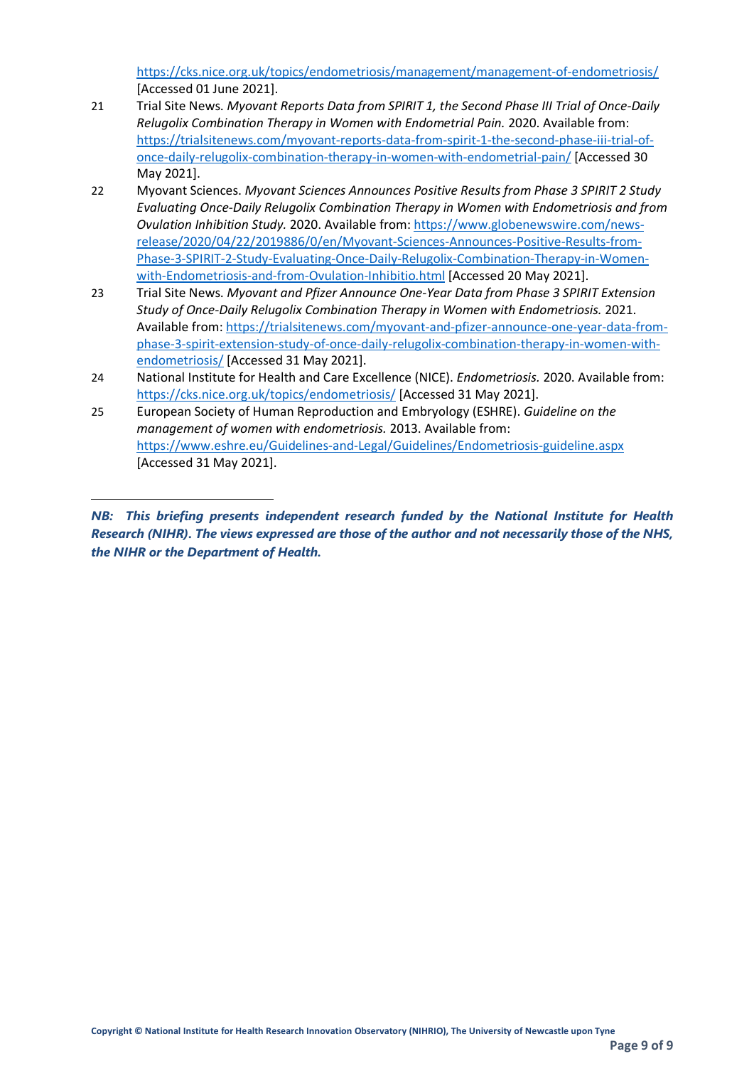https://cks.nice.org.uk/topics/endometriosis/management/management-of-endometriosis/ [Accessed 01 June 2021].

21. Trial Site News. *Myovant Reports Data from SPIRIT 1, the Second Phase III Trial of Once-Daily Relugolix Combination Therapy in Women with Endometrial Pain.* 2020. Available from: https://trialsitenews.com/myovant-reports-data-from-spirit-1-the-second-phase-iii-trial-of-once-daily-relugolix-combination-therapy-in-women-with-endometrial-pain/ [Accessed 30 May 2021].
22. Myovant Sciences. *Myovant Sciences Announces Positive Results from Phase 3 SPIRIT 2 Study Evaluating Once-Daily Relugolix Combination Therapy in Women with Endometriosis and from Ovulation Inhibition Study.* 2020. Available from: https://www.globenewswire.com/news-release/2020/04/22/2019886/0/en/Myovant-Sciences-Announces-Positive-Results-from-Phase-3-SPIRIT-2-Study-Evaluating-Once-Daily-Relugolix-Combination-Therapy-in-Women-with-Endometriosis-and-from-Ovulation-Inhibitio.html [Accessed 20 May 2021].
23. Trial Site News. *Myovant and Pfizer Announce One-Year Data from Phase 3 SPIRIT Extension Study of Once-Daily Relugolix Combination Therapy in Women with Endometriosis.* 2021. Available from: https://trialsitenews.com/myovant-and-pfizer-announce-one-year-data-from-phase-3-spirit-extension-study-of-once-daily-relugolix-combination-therapy-in-women-with-endometriosis/ [Accessed 31 May 2021].
24. National Institute for Health and Care Excellence (NICE). *Endometriosis.* 2020. Available from: https://cks.nice.org.uk/topics/endometriosis/ [Accessed 31 May 2021].
25. European Society of Human Reproduction and Embryology (ESHRE). *Guideline on the management of women with endometriosis.* 2013. Available from: https://www.eshre.eu/Guidelines-and-Legal/Guidelines/Endometriosis-guideline.aspx [Accessed 31 May 2021].

---

***NB: This briefing presents independent research funded by the National Institute for Health Research (NIHR). The views expressed are those of the author and not necessarily those of the NHS, the NIHR or the Department of Health.***

**Copyright © National Institute for Health Research Innovation Observatory (NIHRIO), The University of Newcastle upon Tyne**